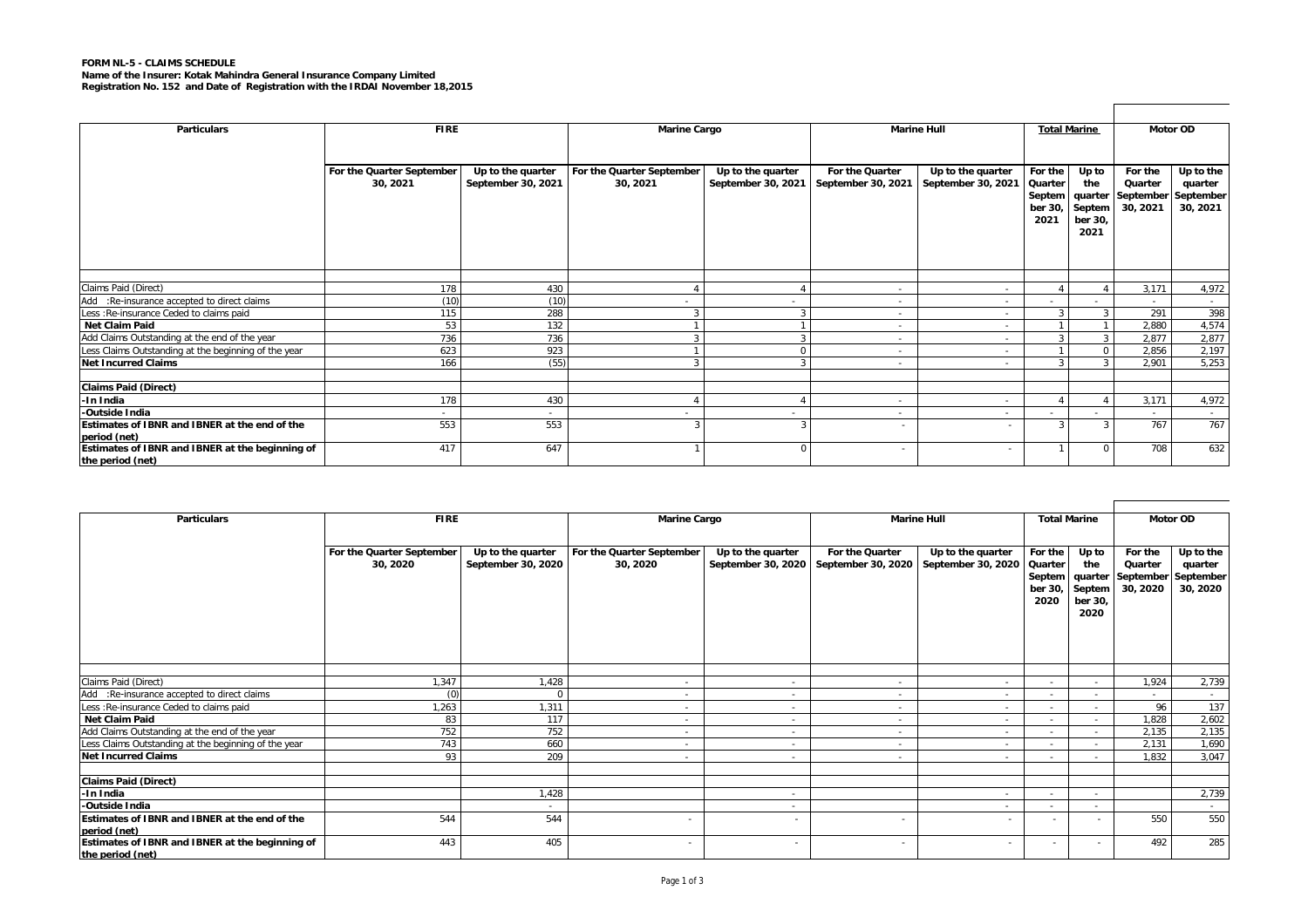**FORM NL-5 - CLAIMS SCHEDULE**
**Name of the Insurer: Kotak Mahindra General Insurance Company Limited**
**Registration No. 152 and Date of Registration with the IRDAI November 18,2015**

| Particulars | FIRE | | Marine Cargo | | Marine Hull | | Total Marine | | Motor OD | |
|---|---|---|---|---|---|---|---|---|---|---|
| | For the Quarter September 30, 2021 | Up to the quarter September 30, 2021 | For the Quarter September 30, 2021 | Up to the quarter September 30, 2021 | For the Quarter September 30, 2021 | Up to the quarter September 30, 2021 | For the Quarter September 30, 2021 | Up to the quarter September 30, 2021 | For the Quarter September 30, 2021 | Up to the quarter September 30, 2021 |
| Claims Paid (Direct) | 178 | 430 | 4 | 4 | - | - | 4 | 4 | 3,171 | 4,972 |
| Add :Re-insurance accepted to direct claims | (10) | (10) | - | - | - | - | - | - | - | - |
| Less :Re-insurance Ceded to claims paid | 115 | 288 | 3 | 3 | - | - | 3 | 3 | 291 | 398 |
| **Net Claim Paid** | 53 | 132 | 1 | 1 | - | - | 1 | 1 | 2,880 | 4,574 |
| Add Claims Outstanding at the end of the year | 736 | 736 | 3 | 3 | - | - | 3 | 3 | 2,877 | 2,877 |
| Less Claims Outstanding at the beginning of the year | 623 | 923 | 1 | 0 | - | - | 1 | 0 | 2,856 | 2,197 |
| **Net Incurred Claims** | 166 | (55) | 3 | 3 | - | - | 3 | 3 | 2,901 | 5,253 |
| | | | | | | | | | | |
| **Claims Paid (Direct)** | | | | | | | | | | |
| **-In India** | 178 | 430 | 4 | 4 | - | - | 4 | 4 | 3,171 | 4,972 |
| **-Outside India** | - | - | - | - | - | - | - | - | - | - |
| **Estimates of IBNR and IBNER at the end of the period (net)** | 553 | 553 | 3 | 3 | - | - | 3 | 3 | 767 | 767 |
| **Estimates of IBNR and IBNER at the beginning of the period (net)** | 417 | 647 | 1 | 0 | - | - | 1 | 0 | 708 | 632 |

| Particulars | FIRE | | Marine Cargo | | Marine Hull | | Total Marine | | Motor OD | |
|---|---|---|---|---|---|---|---|---|---|---|
| | For the Quarter September 30, 2020 | Up to the quarter September 30, 2020 | For the Quarter September 30, 2020 | Up to the quarter September 30, 2020 | For the Quarter September 30, 2020 | Up to the quarter September 30, 2020 | For the Quarter September 30, 2020 | Up to the quarter September 30, 2020 | For the Quarter September 30, 2020 | Up to the quarter September 30, 2020 |
| Claims Paid (Direct) | 1,347 | 1,428 | - | - | - | - | - | - | 1,924 | 2,739 |
| Add :Re-insurance accepted to direct claims | (0) | 0 | - | - | - | - | - | - | - | - |
| Less :Re-insurance Ceded to claims paid | 1,263 | 1,311 | - | - | - | - | - | - | 96 | 137 |
| **Net Claim Paid** | 83 | 117 | - | - | - | - | - | - | 1,828 | 2,602 |
| Add Claims Outstanding at the end of the year | 752 | 752 | - | - | - | - | - | - | 2,135 | 2,135 |
| Less Claims Outstanding at the beginning of the year | 743 | 660 | - | - | - | - | - | - | 2,131 | 1,690 |
| **Net Incurred Claims** | 93 | 209 | - | - | - | - | - | - | 1,832 | 3,047 |
| | | | | | | | | | | |
| **Claims Paid (Direct)** | | | | | | | | | | |
| **-In India** | | 1,428 | | - | | - | - | - | | 2,739 |
| **-Outside India** | | - | | - | | - | - | - | | - |
| **Estimates of IBNR and IBNER at the end of the period (net)** | 544 | 544 | - | - | - | - | - | - | 550 | 550 |
| **Estimates of IBNR and IBNER at the beginning of the period (net)** | 443 | 405 | - | - | - | - | - | - | 492 | 285 |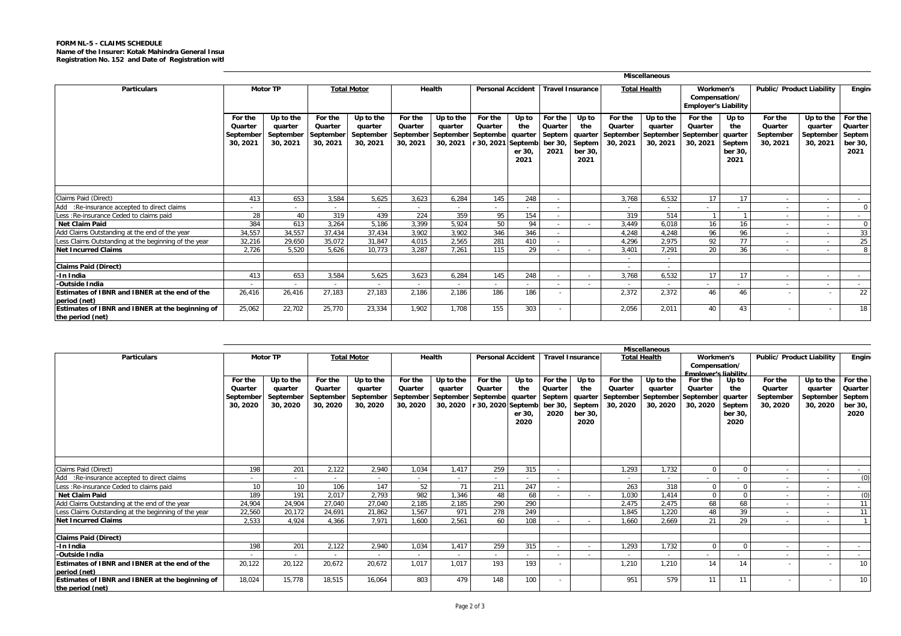**FORM NL-5 - CLAIMS SCHEDULE**
**Name of the Insurer: Kotak Mahindra General Insu**
**Registration No. 152 and Date of Registration witl**

| Particulars | Motor TP | | Total Motor | | Health | | Personal Accident | | Travel Insurance | | Total Health | | Workmen's Compensation/ Employer's Liability | | Public/ Product Liability | | Engin |
|---|---|---|---|---|---|---|---|---|---|---|---|---|---|---|---|---|---|
| | | | | | | | | | | | Miscellaneous | | | | | | |
| | For the Quarter September 30, 2021 | Up to the quarter September 30, 2021 | For the Quarter September 30, 2021 | Up to the quarter September 30, 2021 | For the Quarter September 30, 2021 | Up to the quarter September 30, 2021 | For the Quarter September 30, 2021 | Up to the quarter September 30, 2021 | For the Quarter September 30, 2021 | Up to the quarter September 30, 2021 | For the Quarter September 30, 2021 | Up to the quarter September 30, 2021 | For the Quarter September 30, 2021 | Up to the quarter September 30, 2021 | For the Quarter September 30, 2021 | Up to the quarter September 30, 2021 | For the Quarter September 30, 2021 |
| Claims Paid (Direct) | 413 | 653 | 3,584 | 5,625 | 3,623 | 6,284 | 145 | 248 | - | | 3,768 | 6,532 | 17 | 17 | - | - | - |
| Add :Re-insurance accepted to direct claims | - | - | - | - | - | - | - | - | - | | - | - | - | - | - | - | 0 |
| Less :Re-insurance Ceded to claims paid | 28 | 40 | 319 | 439 | 224 | 359 | 95 | 154 | - | | 319 | 514 | 1 | 1 | - | - | - |
| **Net Claim Paid** | 384 | 613 | 3,264 | 5,186 | 3,399 | 5,924 | 50 | 94 | - | - | 3,449 | 6,018 | 16 | 16 | - | - | 0 |
| Add Claims Outstanding at the end of the year | 34,557 | 34,557 | 37,434 | 37,434 | 3,902 | 3,902 | 346 | 346 | - | | 4,248 | 4,248 | 96 | 96 | - | - | 33 |
| Less Claims Outstanding at the beginning of the year | 32,216 | 29,650 | 35,072 | 31,847 | 4,015 | 2,565 | 281 | 410 | - | | 4,296 | 2,975 | 92 | 77 | - | - | 25 |
| **Net Incurred Claims** | 2,726 | 5,520 | 5,626 | 10,773 | 3,287 | 7,261 | 115 | 29 | - | - | 3,401 | 7,291 | 20 | 36 | - | - | 8 |
| | | | | | | | | | | | - | - | | | | | |
| **Claims Paid (Direct)** | | | | | | | | | | | - | - | | | | | |
| **-In India** | 413 | 653 | 3,584 | 5,625 | 3,623 | 6,284 | 145 | 248 | - | - | 3,768 | 6,532 | 17 | 17 | - | - | - |
| **-Outside India** | - | - | - | - | - | - | - | - | - | - | - | - | - | - | - | - | - |
| **Estimates of IBNR and IBNER at the end of the period (net)** | 26,416 | 26,416 | 27,183 | 27,183 | 2,186 | 2,186 | 186 | 186 | - | | 2,372 | 2,372 | 46 | 46 | - | - | 22 |
| **Estimates of IBNR and IBNER at the beginning of the period (net)** | 25,062 | 22,702 | 25,770 | 23,334 | 1,902 | 1,708 | 155 | 303 | - | | 2,056 | 2,011 | 40 | 43 | - | - | 18 |

| Particulars | Motor TP | | Total Motor | | Health | | Personal Accident | | Travel Insurance | | Total Health | | Workmen's Compensation/ Employer's liability | | Public/ Product Liability | | Engin |
|---|---|---|---|---|---|---|---|---|---|---|---|---|---|---|---|---|---|
| | | | | | | | | | | | Miscellaneous | | | | | | |
| | For the Quarter September 30, 2020 | Up to the quarter September 30, 2020 | For the Quarter September 30, 2020 | Up to the quarter September 30, 2020 | For the Quarter September 30, 2020 | Up to the quarter September 30, 2020 | For the Quarter September 30, 2020 | Up to the quarter September 30, 2020 | For the Quarter September 30, 2020 | Up to the quarter September 30, 2020 | For the Quarter September 30, 2020 | Up to the quarter September 30, 2020 | For the Quarter September 30, 2020 | Up to the quarter September 30, 2020 | For the Quarter September 30, 2020 | Up to the quarter September 30, 2020 | For the Quarter September 30, 2020 |
| Claims Paid (Direct) | 198 | 201 | 2,122 | 2,940 | 1,034 | 1,417 | 259 | 315 | - | | 1,293 | 1,732 | 0 | 0 | - | - | - |
| Add :Re-insurance accepted to direct claims | - | - | - | - | - | - | - | - | - | | - | - | - | - | - | - | (0) |
| Less :Re-insurance Ceded to claims paid | 10 | 10 | 106 | 147 | 52 | 71 | 211 | 247 | - | | 263 | 318 | 0 | 0 | - | - | - |
| **Net Claim Paid** | 189 | 191 | 2,017 | 2,793 | 982 | 1,346 | 48 | 68 | - | - | 1,030 | 1,414 | 0 | 0 | - | - | (0) |
| Add Claims Outstanding at the end of the year | 24,904 | 24,904 | 27,040 | 27,040 | 2,185 | 2,185 | 290 | 290 | - | | 2,475 | 2,475 | 68 | 68 | - | - | 11 |
| Less Claims Outstanding at the beginning of the year | 22,560 | 20,172 | 24,691 | 21,862 | 1,567 | 971 | 278 | 249 | | | 1,845 | 1,220 | 48 | 39 | - | - | 11 |
| **Net Incurred Claims** | 2,533 | 4,924 | 4,366 | 7,971 | 1,600 | 2,561 | 60 | 108 | - | - | 1,660 | 2,669 | 21 | 29 | - | - | 1 |
| | | | | | | | | | | | | | | | | | |
| **Claims Paid (Direct)** | | | | | | | | | | | | | | | | | |
| **-In India** | 198 | 201 | 2,122 | 2,940 | 1,034 | 1,417 | 259 | 315 | - | - | 1,293 | 1,732 | 0 | 0 | - | - | - |
| **-Outside India** | - | - | - | - | - | - | - | - | - | - | - | - | - | - | - | - | - |
| **Estimates of IBNR and IBNER at the end of the period (net)** | 20,122 | 20,122 | 20,672 | 20,672 | 1,017 | 1,017 | 193 | 193 | - | | 1,210 | 1,210 | 14 | 14 | - | - | 10 |
| **Estimates of IBNR and IBNER at the beginning of the period (net)** | 18,024 | 15,778 | 18,515 | 16,064 | 803 | 479 | 148 | 100 | - | | 951 | 579 | 11 | 11 | - | - | 10 |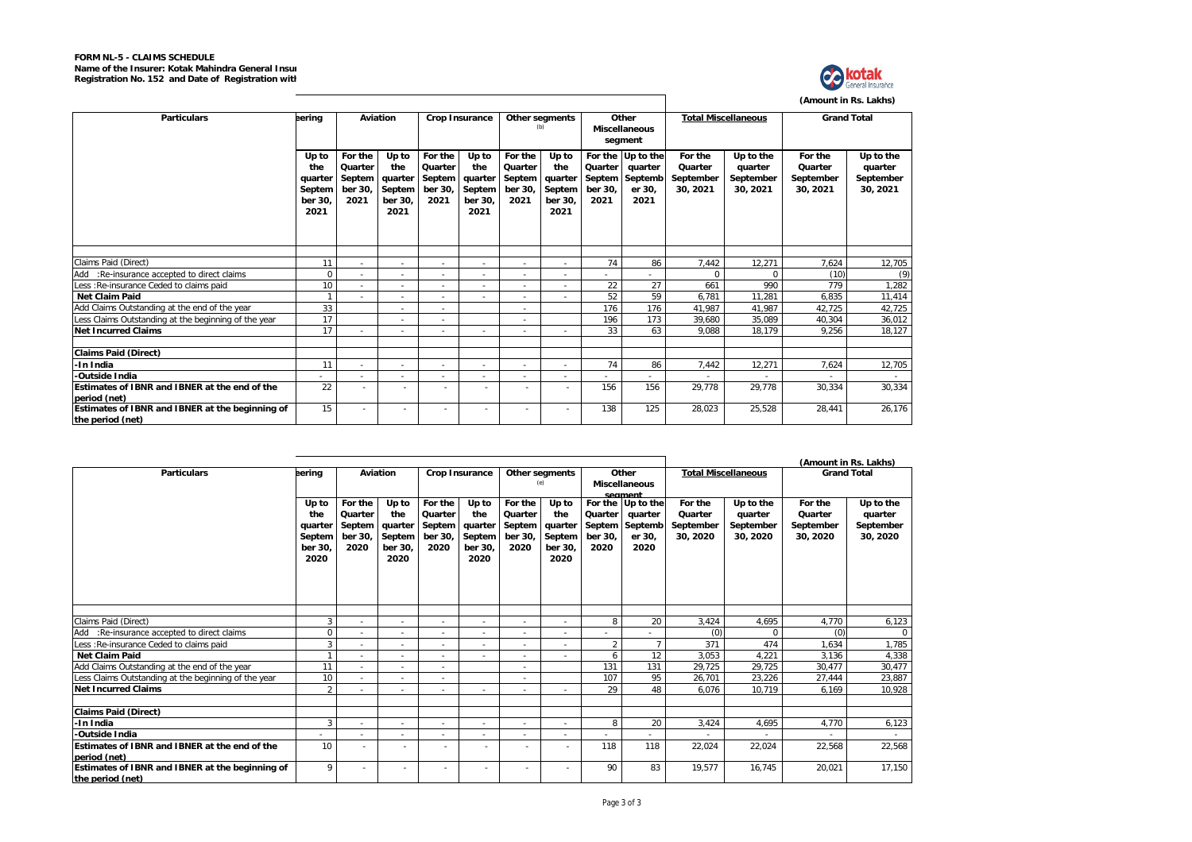**FORM NL-5 - CLAIMS SCHEDULE**
**Name of the Insurer: Kotak Mahindra General Insu**
**Registration No. 152 and Date of Registration with**

**(Amount in Rs. Lakhs)**

| Particulars | eering | Aviation | | Crop Insurance | | Other segments (b) | | Other Miscellaneous segment | | Total Miscellaneous | | Grand Total | |
|---|---|---|---|---|---|---|---|---|---|---|---|---|---|
| | Up to the quarter September 30, 2021 | For the Quarter September 30, 2021 | Up to the quarter September 30, 2021 | For the Quarter September 30, 2021 | Up to the quarter September 30, 2021 | For the Quarter September 30, 2021 | Up to the quarter September 30, 2021 | For the Quarter September 30, 2021 | Up to the quarter September 30, 2021 | For the Quarter September 30, 2021 | Up to the quarter September 30, 2021 | For the Quarter September 30, 2021 | Up to the quarter September 30, 2021 |
| Claims Paid (Direct) | 11 | - | - | - | - | - | - | 74 | 86 | 7,442 | 12,271 | 7,624 | 12,705 |
| Add :Re-insurance accepted to direct claims | 0 | - | - | - | - | - | - | - | - | 0 | 0 | (10) | (9) |
| Less :Re-insurance Ceded to claims paid | 10 | - | - | - | - | - | - | 22 | 27 | 661 | 990 | 779 | 1,282 |
| **Net Claim Paid** | 1 | - | - | - | - | - | - | 52 | 59 | 6,781 | 11,281 | 6,835 | 11,414 |
| Add Claims Outstanding at the end of the year | 33 | | - | - | | - | | 176 | 176 | 41,987 | 41,987 | 42,725 | 42,725 |
| Less Claims Outstanding at the beginning of the year | 17 | | - | - | | - | | 196 | 173 | 39,680 | 35,089 | 40,304 | 36,012 |
| **Net Incurred Claims** | 17 | - | - | - | - | - | - | 33 | 63 | 9,088 | 18,179 | 9,256 | 18,127 |
| | | | | | | | | | | | | | |
| **Claims Paid (Direct)** | | | | | | | | | | | | | |
| **-In India** | 11 | - | - | - | - | - | - | 74 | 86 | 7,442 | 12,271 | 7,624 | 12,705 |
| **-Outside India** | - | - | - | - | - | - | - | - | - | - | - | - | - |
| **Estimates of IBNR and IBNER at the end of the period (net)** | 22 | - | - | - | - | - | - | 156 | 156 | 29,778 | 29,778 | 30,334 | 30,334 |
| **Estimates of IBNR and IBNER at the beginning of the period (net)** | 15 | - | - | - | - | - | - | 138 | 125 | 28,023 | 25,528 | 28,441 | 26,176 |

**(Amount in Rs. Lakhs)**

| Particulars | eering | Aviation | | Crop Insurance | | Other segments (e) | | Other Miscellaneous segment | | Total Miscellaneous | | Grand Total | |
|---|---|---|---|---|---|---|---|---|---|---|---|---|---|
| | Up to the quarter September 30, 2020 | For the Quarter September 30, 2020 | Up to the quarter September 30, 2020 | For the Quarter September 30, 2020 | Up to the quarter September 30, 2020 | For the Quarter September 30, 2020 | Up to the quarter September 30, 2020 | For the Quarter September 30, 2020 | Up to the quarter September 30, 2020 | For the Quarter September 30, 2020 | Up to the quarter September 30, 2020 | For the Quarter September 30, 2020 | Up to the quarter September 30, 2020 |
| Claims Paid (Direct) | 3 | - | - | - | - | - | - | 8 | 20 | 3,424 | 4,695 | 4,770 | 6,123 |
| Add :Re-insurance accepted to direct claims | 0 | - | - | - | - | - | - | - | - | (0) | 0 | (0) | 0 |
| Less :Re-insurance Ceded to claims paid | 3 | - | - | - | - | - | - | 2 | 7 | 371 | 474 | 1,634 | 1,785 |
| **Net Claim Paid** | 1 | - | - | - | - | - | - | 6 | 12 | 3,053 | 4,221 | 3,136 | 4,338 |
| Add Claims Outstanding at the end of the year | 11 | - | - | - | | - | | 131 | 131 | 29,725 | 29,725 | 30,477 | 30,477 |
| Less Claims Outstanding at the beginning of the year | 10 | - | - | - | | - | | 107 | 95 | 26,701 | 23,226 | 27,444 | 23,887 |
| **Net Incurred Claims** | 2 | - | - | - | - | - | - | 29 | 48 | 6,076 | 10,719 | 6,169 | 10,928 |
| | | | | | | | | | | | | | |
| **Claims Paid (Direct)** | | | | | | | | | | | | | |
| **-In India** | 3 | - | - | - | - | - | - | 8 | 20 | 3,424 | 4,695 | 4,770 | 6,123 |
| **-Outside India** | - | - | - | - | - | - | - | - | - | - | - | - | - |
| **Estimates of IBNR and IBNER at the end of the period (net)** | 10 | - | - | - | - | - | - | 118 | 118 | 22,024 | 22,024 | 22,568 | 22,568 |
| **Estimates of IBNR and IBNER at the beginning of the period (net)** | 9 | - | - | - | - | - | - | 90 | 83 | 19,577 | 16,745 | 20,021 | 17,150 |